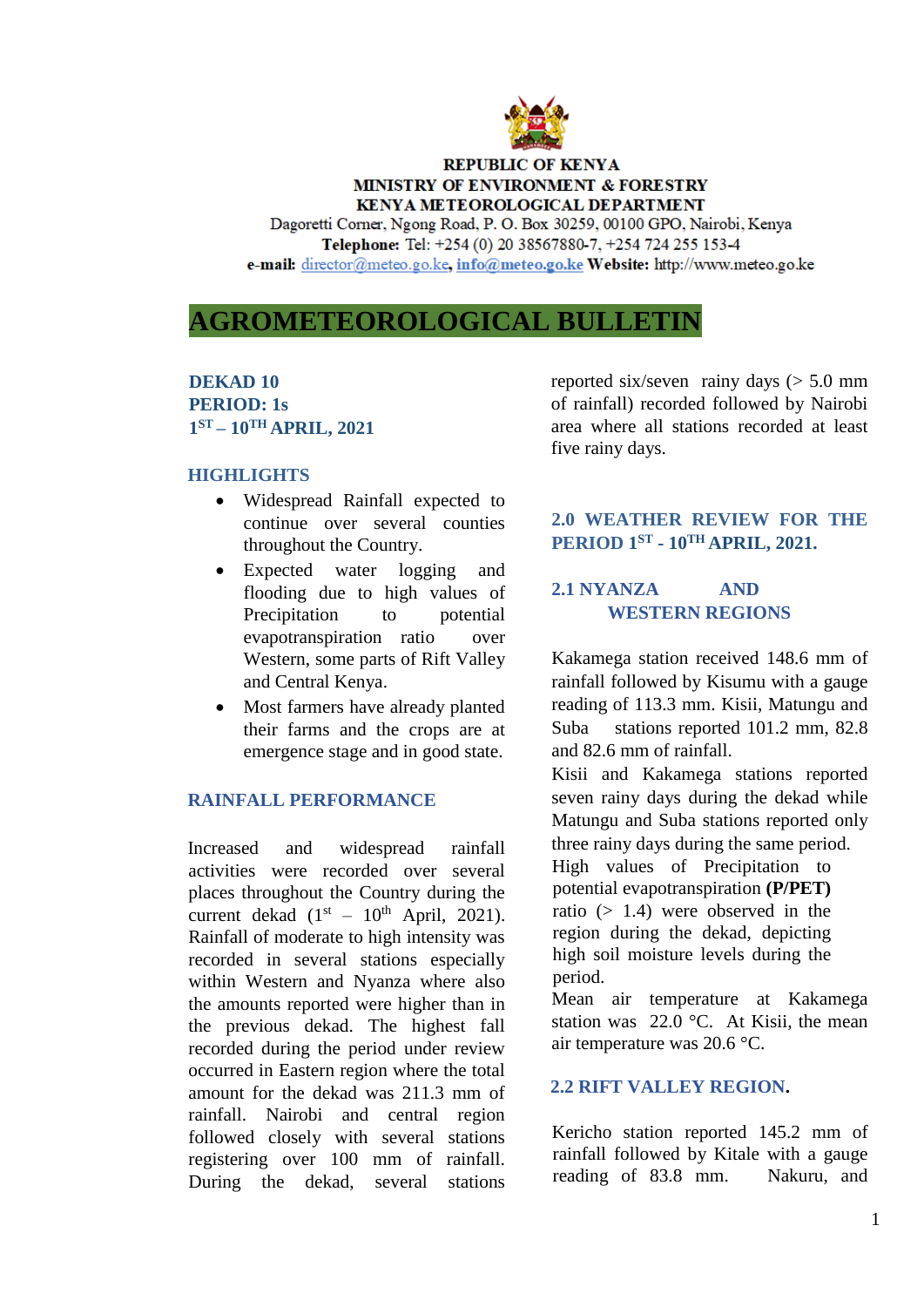REPUBLIC OF KENYA
MINISTRY OF ENVIRONMENT & FORESTRY
KENYA METEOROLOGICAL DEPARTMENT
Dagoretti Corner, Ngong Road, P. O. Box 30259, 00100 GPO, Nairobi, Kenya
**Telephone:** Tel: +254 (0) 20 38567880-7, +254 724 255 153-4
**e-mail:** director@meteo.go.ke, **info@meteo.go.ke** **Website:** http://www.meteo.go.ke

# AGROMETEOROLOGICAL BULLETIN

**DEKAD 10**
**PERIOD: 1s**
**1ST – 10TH APRIL, 2021**

## HIGHLIGHTS

- Widespread Rainfall expected to continue over several counties throughout the Country.
- Expected water logging and flooding due to high values of Precipitation to potential evapotranspiration ratio over Western, some parts of Rift Valley and Central Kenya.
- Most farmers have already planted their farms and the crops are at emergence stage and in good state.

## RAINFALL PERFORMANCE

Increased and widespread rainfall activities were recorded over several places throughout the Country during the current dekad (1st – 10th April, 2021). Rainfall of moderate to high intensity was recorded in several stations especially within Western and Nyanza where also the amounts reported were higher than in the previous dekad. The highest fall recorded during the period under review occurred in Eastern region where the total amount for the dekad was 211.3 mm of rainfall. Nairobi and central region followed closely with several stations registering over 100 mm of rainfall. During the dekad, several stations reported six/seven rainy days (> 5.0 mm of rainfall) recorded followed by Nairobi area where all stations recorded at least five rainy days.

## 2.0 WEATHER REVIEW FOR THE PERIOD 1ST - 10TH APRIL, 2021.

### 2.1 NYANZA AND WESTERN REGIONS

Kakamega station received 148.6 mm of rainfall followed by Kisumu with a gauge reading of 113.3 mm. Kisii, Matungu and Suba stations reported 101.2 mm, 82.8 and 82.6 mm of rainfall.
Kisii and Kakamega stations reported seven rainy days during the dekad while Matungu and Suba stations reported only three rainy days during the same period.
High values of Precipitation to potential evapotranspiration **(P/PET)** ratio (> 1.4) were observed in the region during the dekad, depicting high soil moisture levels during the period.
Mean air temperature at Kakamega station was 22.0 °C. At Kisii, the mean air temperature was 20.6 °C.

### 2.2 RIFT VALLEY REGION.

Kericho station reported 145.2 mm of rainfall followed by Kitale with a gauge reading of 83.8 mm. Nakuru, and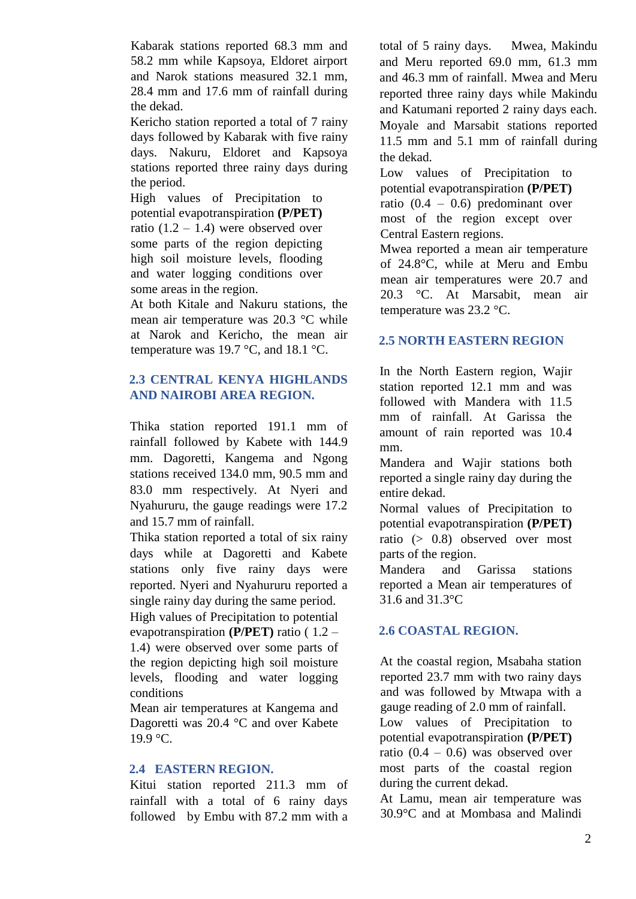Kabarak stations reported 68.3 mm and 58.2 mm while Kapsoya, Eldoret airport and Narok stations measured 32.1 mm, 28.4 mm and 17.6 mm of rainfall during the dekad.

Kericho station reported a total of 7 rainy days followed by Kabarak with five rainy days. Nakuru, Eldoret and Kapsoya stations reported three rainy days during the period.

High values of Precipitation to potential evapotranspiration **(P/PET)** ratio (1.2 – 1.4) were observed over some parts of the region depicting high soil moisture levels, flooding and water logging conditions over some areas in the region.

At both Kitale and Nakuru stations, the mean air temperature was 20.3 °C while at Narok and Kericho, the mean air temperature was 19.7 °C, and 18.1 °C.

## 2.3 CENTRAL KENYA HIGHLANDS AND NAIROBI AREA REGION.

Thika station reported 191.1 mm of rainfall followed by Kabete with 144.9 mm. Dagoretti, Kangema and Ngong stations received 134.0 mm, 90.5 mm and 83.0 mm respectively. At Nyeri and Nyahururu, the gauge readings were 17.2 and 15.7 mm of rainfall.

Thika station reported a total of six rainy days while at Dagoretti and Kabete stations only five rainy days were reported. Nyeri and Nyahururu reported a single rainy day during the same period.

High values of Precipitation to potential evapotranspiration **(P/PET)** ratio ( 1.2 – 1.4) were observed over some parts of the region depicting high soil moisture levels, flooding and water logging conditions

Mean air temperatures at Kangema and Dagoretti was 20.4 °C and over Kabete 19.9 °C.

## 2.4 EASTERN REGION.

Kitui station reported 211.3 mm of rainfall with a total of 6 rainy days followed by Embu with 87.2 mm with a total of 5 rainy days. Mwea, Makindu and Meru reported 69.0 mm, 61.3 mm and 46.3 mm of rainfall. Mwea and Meru reported three rainy days while Makindu and Katumani reported 2 rainy days each. Moyale and Marsabit stations reported 11.5 mm and 5.1 mm of rainfall during the dekad.

Low values of Precipitation to potential evapotranspiration **(P/PET)** ratio (0.4 – 0.6) predominant over most of the region except over Central Eastern regions.

Mwea reported a mean air temperature of 24.8°C, while at Meru and Embu mean air temperatures were 20.7 and 20.3 °C. At Marsabit, mean air temperature was 23.2 °C.

## 2.5 NORTH EASTERN REGION

In the North Eastern region, Wajir station reported 12.1 mm and was followed with Mandera with 11.5 mm of rainfall. At Garissa the amount of rain reported was 10.4 mm.

Mandera and Wajir stations both reported a single rainy day during the entire dekad.

Normal values of Precipitation to potential evapotranspiration **(P/PET)** ratio (> 0.8) observed over most parts of the region.

Mandera and Garissa stations reported a Mean air temperatures of 31.6 and 31.3°C

## 2.6 COASTAL REGION.

At the coastal region, Msabaha station reported 23.7 mm with two rainy days and was followed by Mtwapa with a gauge reading of 2.0 mm of rainfall.

Low values of Precipitation to potential evapotranspiration **(P/PET)** ratio (0.4 – 0.6) was observed over most parts of the coastal region during the current dekad.

At Lamu, mean air temperature was 30.9°C and at Mombasa and Malindi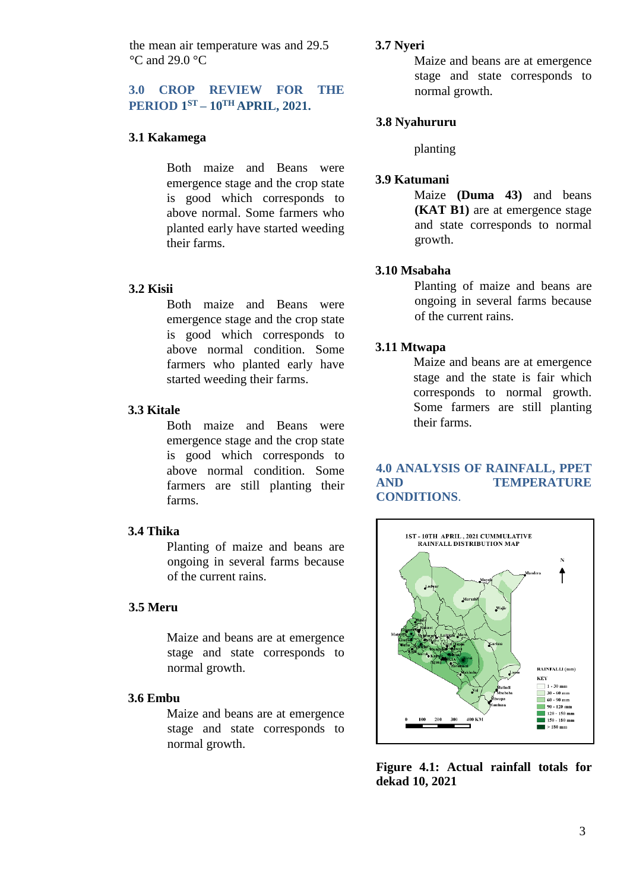the mean air temperature was and 29.5 °C and 29.0 °C

## 3.0 CROP REVIEW FOR THE PERIOD 1ST – 10TH APRIL, 2021.

### 3.1 Kakamega

Both maize and Beans were emergence stage and the crop state is good which corresponds to above normal. Some farmers who planted early have started weeding their farms.

### 3.2 Kisii

Both maize and Beans were emergence stage and the crop state is good which corresponds to above normal condition. Some farmers who planted early have started weeding their farms.

### 3.3 Kitale

Both maize and Beans were emergence stage and the crop state is good which corresponds to above normal condition. Some farmers are still planting their farms.

### 3.4 Thika

Planting of maize and beans are ongoing in several farms because of the current rains.

### 3.5 Meru

Maize and beans are at emergence stage and state corresponds to normal growth.

### 3.6 Embu

Maize and beans are at emergence stage and state corresponds to normal growth.

### 3.7 Nyeri

Maize and beans are at emergence stage and state corresponds to normal growth.

### 3.8 Nyahururu

planting

### 3.9 Katumani

Maize **(Duma 43)** and beans **(KAT B1)** are at emergence stage and state corresponds to normal growth.

### 3.10 Msabaha

Planting of maize and beans are ongoing in several farms because of the current rains.

### 3.11 Mtwapa

Maize and beans are at emergence stage and the state is fair which corresponds to normal growth. Some farmers are still planting their farms.

## 4.0 ANALYSIS OF RAINFALL, PPET AND TEMPERATURE CONDITIONS.

1ST - 10TH APRIL, 2021 CUMMULATIVE RAINFALL DISTRIBUTION MAP

RAINFALL (mm)

KEY

1 - 30 mm

30 - 60 mm

60 - 90 mm

90 - 120 mm

120 - 150 mm

150 - 180 mm

> 180 mm

0 100 200 300 400 KM

**Figure 4.1: Actual rainfall totals for dekad 10, 2021**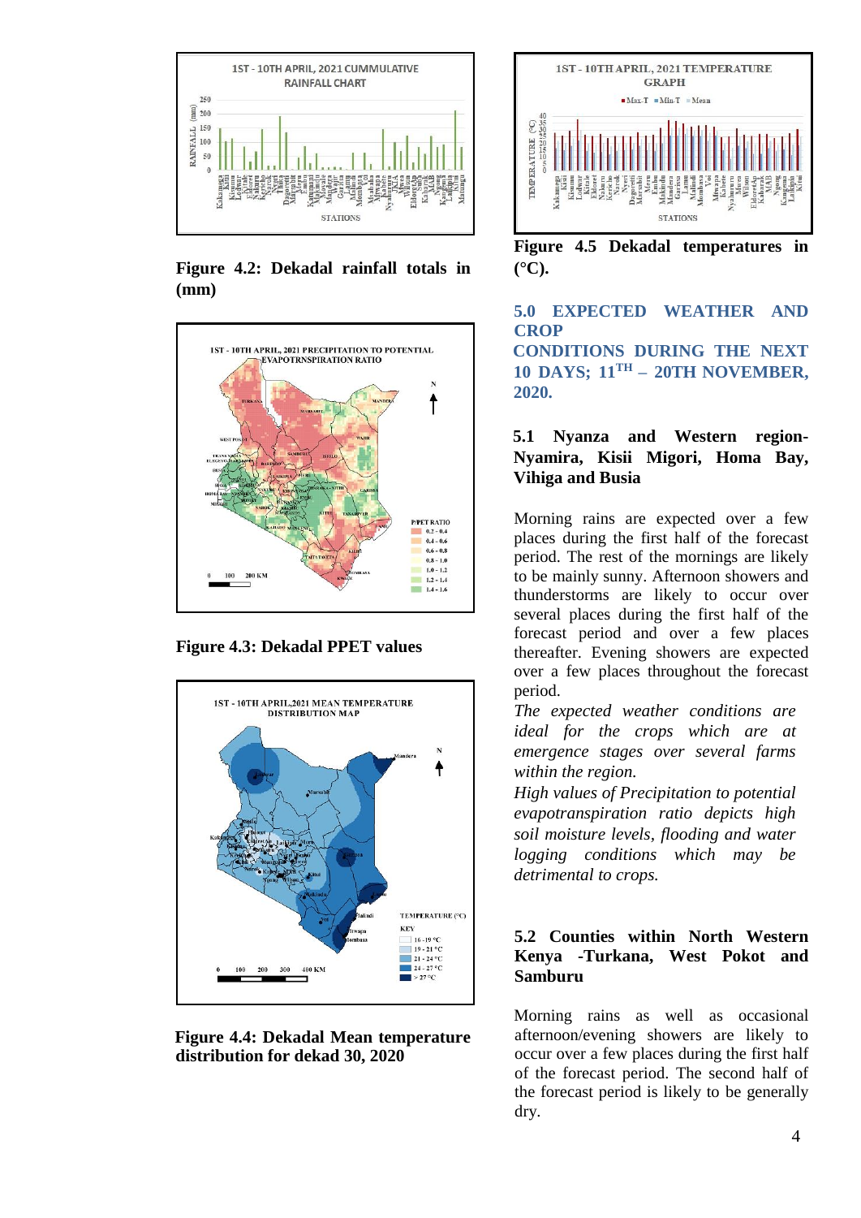1ST - 10TH APRIL, 2021 CUMMULATIVE RAINFALL CHART

RAINFALL (mm)

250
200
150
100
50
0

STATIONS

**Figure 4.2: Dekadal rainfall totals in (mm)**

1ST - 10TH APRIL, 2021 PRECIPITATION TO POTENTIAL EVAPOTRNSPIRATION RATIO

P/PET RATIO
0.2 - 0.4
0.4 - 0.6
0.6 - 0.8
0.8 - 1.0
1.0 - 1.2
1.2 - 1.4
1.4 - 1.6

0 100 200 KM

**Figure 4.3: Dekadal PPET values**

1ST - 10TH APRIL,2021 MEAN TEMPERATURE DISTRIBUTION MAP

TEMPERATURE (°C)
KEY
16 - 19 °C
19 - 21 °C
21 - 24 °C
24 - 27 °C
> 27 °C

0 100 200 300 400 KM

**Figure 4.4: Dekadal Mean temperature distribution for dekad 30, 2020**

1ST - 10TH APRIL, 2021 TEMPERATURE GRAPH

Max-T Min-T Mean

TEMPERATURE (°C)

STATIONS

**Figure 4.5 Dekadal temperatures in (°C).**

## 5.0 EXPECTED WEATHER AND CROP CONDITIONS DURING THE NEXT 10 DAYS; 11TH – 20TH NOVEMBER, 2020.

### 5.1 Nyanza and Western region- Nyamira, Kisii Migori, Homa Bay, Vihiga and Busia

Morning rains are expected over a few places during the first half of the forecast period. The rest of the mornings are likely to be mainly sunny. Afternoon showers and thunderstorms are likely to occur over several places during the first half of the forecast period and over a few places thereafter. Evening showers are expected over a few places throughout the forecast period.

*The expected weather conditions are ideal for the crops which are at emergence stages over several farms within the region.*

*High values of Precipitation to potential evapotranspiration ratio depicts high soil moisture levels, flooding and water logging conditions which may be detrimental to crops.*

### 5.2 Counties within North Western Kenya -Turkana, West Pokot and Samburu

Morning rains as well as occasional afternoon/evening showers are likely to occur over a few places during the first half of the forecast period. The second half of the forecast period is likely to be generally dry.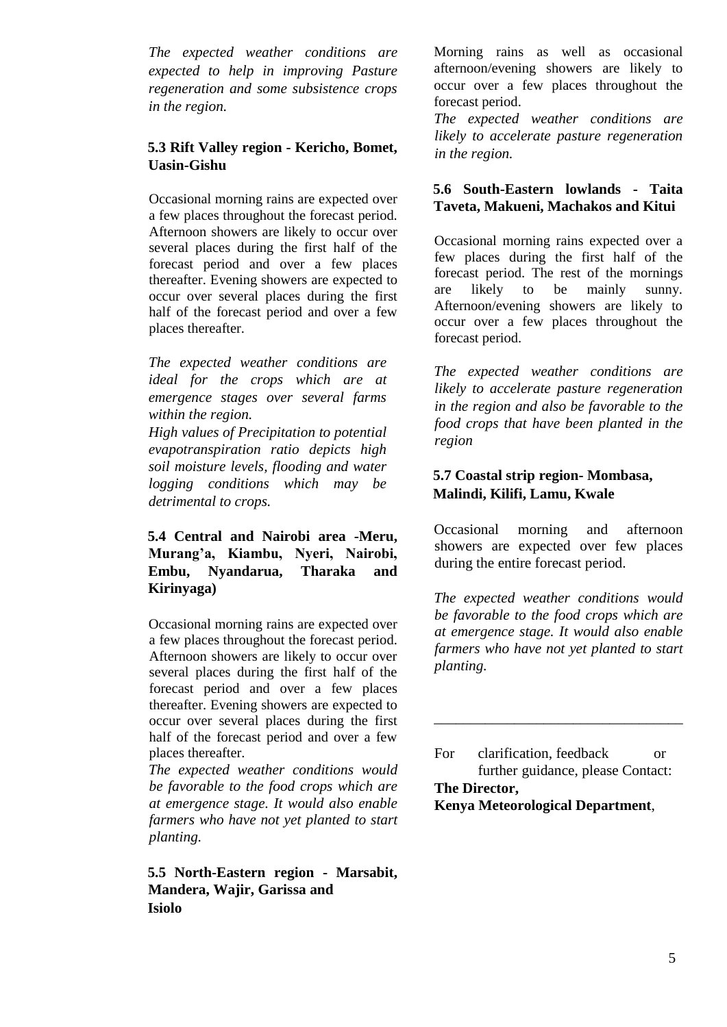*The expected weather conditions are expected to help in improving Pasture regeneration and some subsistence crops in the region.*

### 5.3 Rift Valley region - Kericho, Bomet, Uasin-Gishu

Occasional morning rains are expected over a few places throughout the forecast period. Afternoon showers are likely to occur over several places during the first half of the forecast period and over a few places thereafter. Evening showers are expected to occur over several places during the first half of the forecast period and over a few places thereafter.

*The expected weather conditions are ideal for the crops which are at emergence stages over several farms within the region.*

*High values of Precipitation to potential evapotranspiration ratio depicts high soil moisture levels, flooding and water logging conditions which may be detrimental to crops.*

### 5.4 Central and Nairobi area -Meru, Murang'a, Kiambu, Nyeri, Nairobi, Embu, Nyandarua, Tharaka and Kirinyaga)

Occasional morning rains are expected over a few places throughout the forecast period. Afternoon showers are likely to occur over several places during the first half of the forecast period and over a few places thereafter. Evening showers are expected to occur over several places during the first half of the forecast period and over a few places thereafter.

*The expected weather conditions would be favorable to the food crops which are at emergence stage. It would also enable farmers who have not yet planted to start planting.*

### 5.5 North-Eastern region - Marsabit, Mandera, Wajir, Garissa and Isiolo

Morning rains as well as occasional afternoon/evening showers are likely to occur over a few places throughout the forecast period.

*The expected weather conditions are likely to accelerate pasture regeneration in the region.*

### 5.6 South-Eastern lowlands - Taita Taveta, Makueni, Machakos and Kitui

Occasional morning rains expected over a few places during the first half of the forecast period. The rest of the mornings are likely to be mainly sunny. Afternoon/evening showers are likely to occur over a few places throughout the forecast period.

*The expected weather conditions are likely to accelerate pasture regeneration in the region and also be favorable to the food crops that have been planted in the region*

### 5.7 Coastal strip region- Mombasa, Malindi, Kilifi, Lamu, Kwale

Occasional morning and afternoon showers are expected over few places during the entire forecast period.

*The expected weather conditions would be favorable to the food crops which are at emergence stage. It would also enable farmers who have not yet planted to start planting.*

---

For clarification, feedback or further guidance, please Contact:

**The Director,**

**Kenya Meteorological Department**,